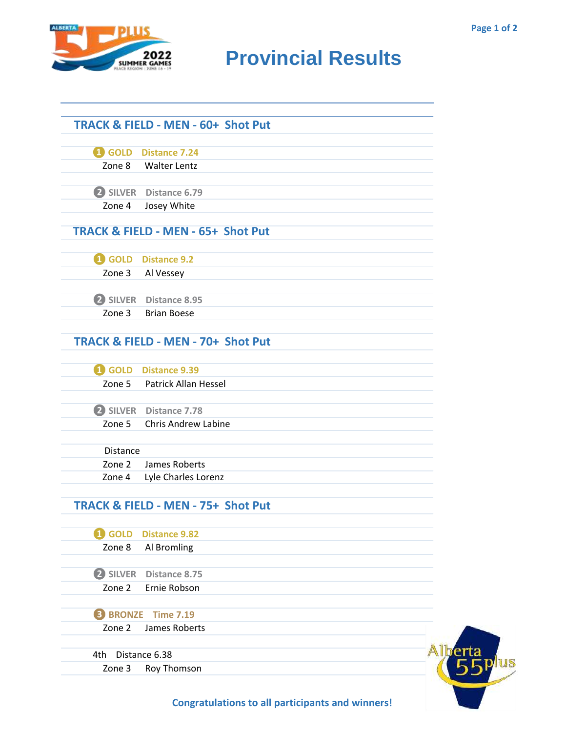# Provincial Results

## TRACK & FIELD - MEN - 60+ Shot Put

**1 GOLD** Distance 7.24
Zone 8 Walter Lentz

**2 SILVER** Distance 6.79
Zone 4 Josey White

## TRACK & FIELD - MEN - 65+ Shot Put

**1 GOLD** Distance 9.2
Zone 3 Al Vessey

**2 SILVER** Distance 8.95
Zone 3 Brian Boese

## TRACK & FIELD - MEN - 70+ Shot Put

**1 GOLD** Distance 9.39
Zone 5 Patrick Allan Hessel

**2 SILVER** Distance 7.78
Zone 5 Chris Andrew Labine

Distance
Zone 2 James Roberts
Zone 4 Lyle Charles Lorenz

## TRACK & FIELD - MEN - 75+ Shot Put

**1 GOLD** Distance 9.82
Zone 8 Al Bromling

**2 SILVER** Distance 8.75
Zone 2 Ernie Robson

**3 BRONZE** Time 7.19
Zone 2 James Roberts

4th Distance 6.38
Zone 3 Roy Thomson

**Congratulations to all participants and winners!**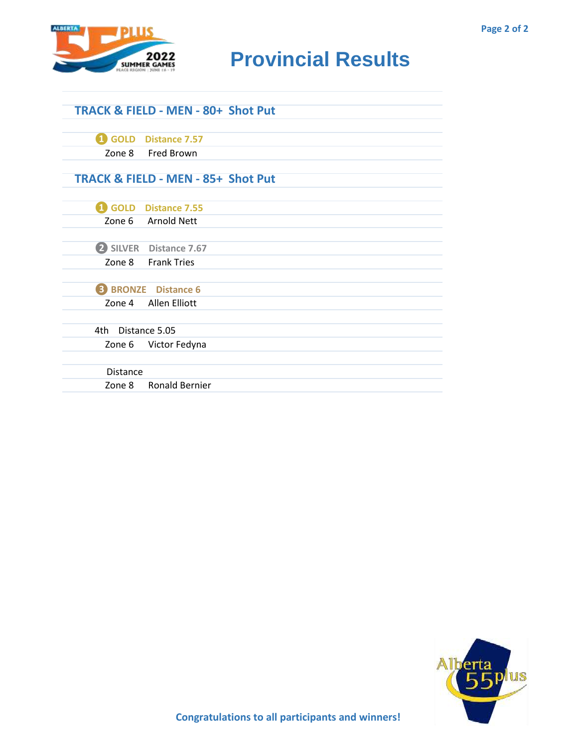# Provincial Results

## TRACK & FIELD - MEN - 80+ Shot Put

**1 GOLD Distance 7.57**

Zone 8 Fred Brown

## TRACK & FIELD - MEN - 85+ Shot Put

**1 GOLD Distance 7.55**

Zone 6 Arnold Nett

**2 SILVER Distance 7.67**

Zone 8 Frank Tries

**3 BRONZE Distance 6**

Zone 4 Allen Elliott

4th Distance 5.05

Zone 6 Victor Fedyna

Distance

Zone 8 Ronald Bernier

**Congratulations to all participants and winners!**